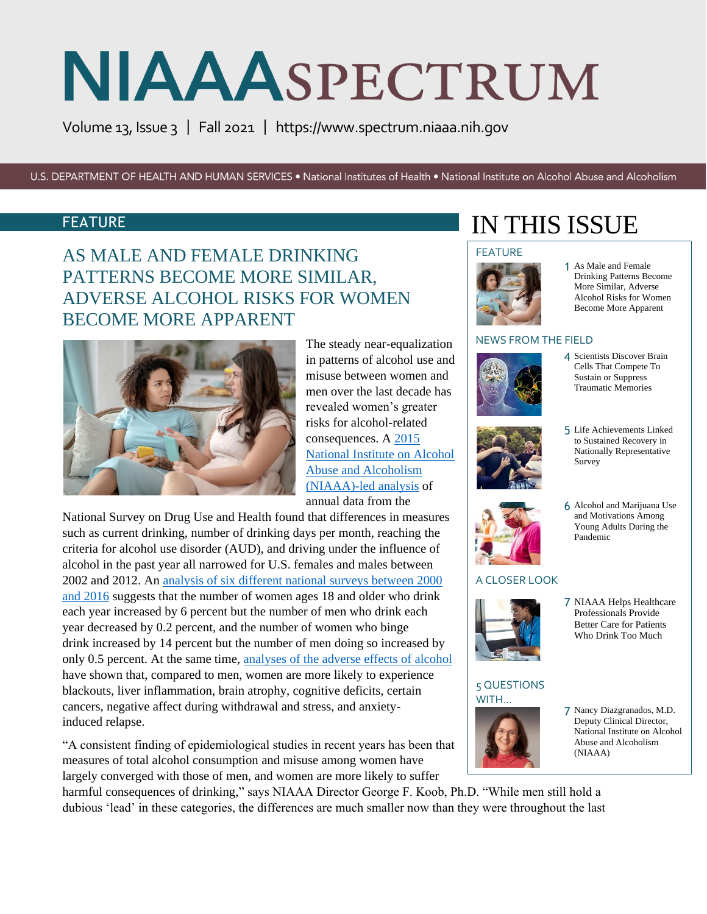# NIAAA SPECTRUM

Volume 13, Issue 3 | Fall 2021 | https://www.spectrum.niaaa.nih.gov

U.S. DEPARTMENT OF HEALTH AND HUMAN SERVICES • National Institutes of Health • National Institute on Alcohol Abuse and Alcoholism

## FEATURE

## AS MALE AND FEMALE DRINKING PATTERNS BECOME MORE SIMILAR, ADVERSE ALCOHOL RISKS FOR WOMEN BECOME MORE APPARENT

The steady near-equalization in patterns of alcohol use and misuse between women and men over the last decade has revealed women's greater risks for alcohol-related consequences. A [2015 National Institute on Alcohol Abuse and Alcoholism (NIAAA)-led analysis] of annual data from the National Survey on Drug Use and Health found that differences in measures such as current drinking, number of drinking days per month, reaching the criteria for alcohol use disorder (AUD), and driving under the influence of alcohol in the past year all narrowed for U.S. females and males between 2002 and 2012. An [analysis of six different national surveys between 2000 and 2016] suggests that the number of women ages 18 and older who drink each year increased by 6 percent but the number of men who drink each year decreased by 0.2 percent, and the number of women who binge drink increased by 14 percent but the number of men doing so increased by only 0.5 percent. At the same time, [analyses of the adverse effects of alcohol] have shown that, compared to men, women are more likely to experience blackouts, liver inflammation, brain atrophy, cognitive deficits, certain cancers, negative affect during withdrawal and stress, and anxiety-induced relapse.

"A consistent finding of epidemiological studies in recent years has been that measures of total alcohol consumption and misuse among women have largely converged with those of men, and women are more likely to suffer harmful consequences of drinking," says NIAAA Director George F. Koob, Ph.D. "While men still hold a dubious 'lead' in these categories, the differences are much smaller now than they were throughout the last

## IN THIS ISSUE

**FEATURE**

1 As Male and Female Drinking Patterns Become More Similar, Adverse Alcohol Risks for Women Become More Apparent

**NEWS FROM THE FIELD**

4 Scientists Discover Brain Cells That Compete To Sustain or Suppress Traumatic Memories

5 Life Achievements Linked to Sustained Recovery in Nationally Representative Survey

6 Alcohol and Marijuana Use and Motivations Among Young Adults During the Pandemic

**A CLOSER LOOK**

7 NIAAA Helps Healthcare Professionals Provide Better Care for Patients Who Drink Too Much

**5 QUESTIONS WITH...**

7 Nancy Diazgranados, M.D. Deputy Clinical Director, National Institute on Alcohol Abuse and Alcoholism (NIAAA)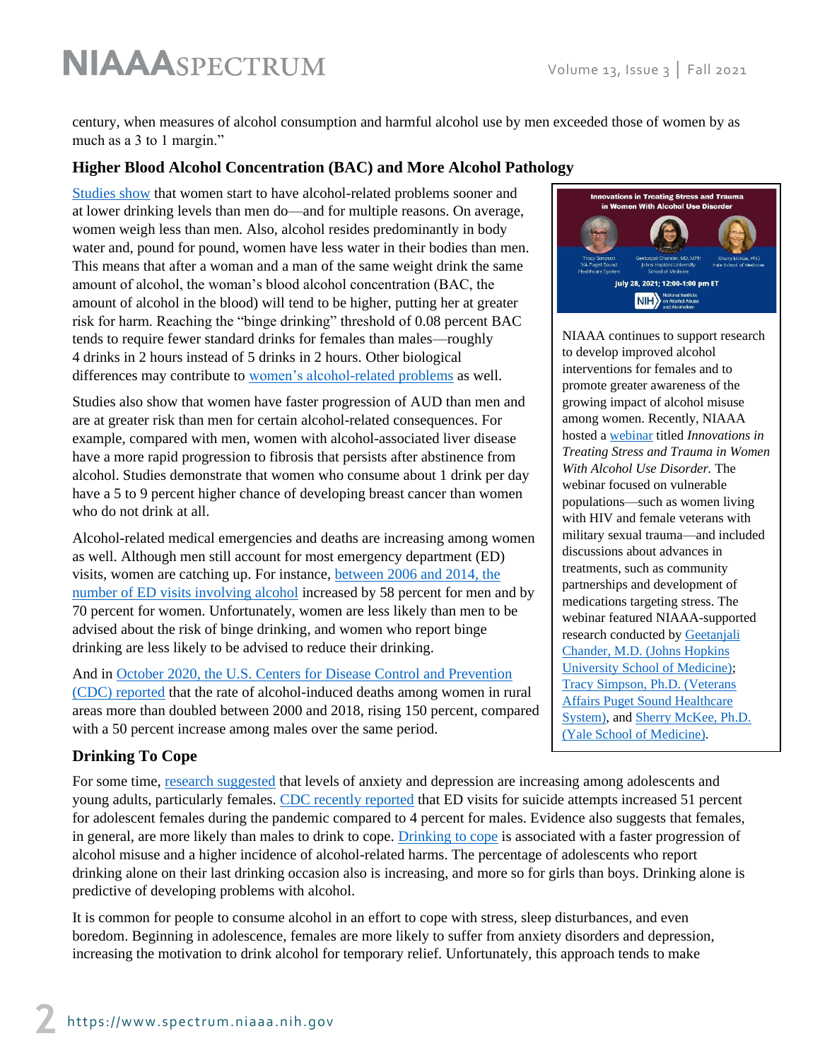century, when measures of alcohol consumption and harmful alcohol use by men exceeded those of women by as much as a 3 to 1 margin."

### Higher Blood Alcohol Concentration (BAC) and More Alcohol Pathology

Studies show that women start to have alcohol-related problems sooner and at lower drinking levels than men do—and for multiple reasons. On average, women weigh less than men. Also, alcohol resides predominantly in body water and, pound for pound, women have less water in their bodies than men. This means that after a woman and a man of the same weight drink the same amount of alcohol, the woman's blood alcohol concentration (BAC, the amount of alcohol in the blood) will tend to be higher, putting her at greater risk for harm. Reaching the "binge drinking" threshold of 0.08 percent BAC tends to require fewer standard drinks for females than males—roughly 4 drinks in 2 hours instead of 5 drinks in 2 hours. Other biological differences may contribute to women's alcohol-related problems as well.

Studies also show that women have faster progression of AUD than men and are at greater risk than men for certain alcohol-related consequences. For example, compared with men, women with alcohol-associated liver disease have a more rapid progression to fibrosis that persists after abstinence from alcohol. Studies demonstrate that women who consume about 1 drink per day have a 5 to 9 percent higher chance of developing breast cancer than women who do not drink at all.

Alcohol-related medical emergencies and deaths are increasing among women as well. Although men still account for most emergency department (ED) visits, women are catching up. For instance, between 2006 and 2014, the number of ED visits involving alcohol increased by 58 percent for men and by 70 percent for women. Unfortunately, women are less likely than men to be advised about the risk of binge drinking, and women who report binge drinking are less likely to be advised to reduce their drinking.

And in October 2020, the U.S. Centers for Disease Control and Prevention (CDC) reported that the rate of alcohol-induced deaths among women in rural areas more than doubled between 2000 and 2018, rising 150 percent, compared with a 50 percent increase among males over the same period.

**Innovations in Treating Stress and Trauma in Women With Alcohol Use Disorder**

Tracy Simpson, VA Puget Sound Healthcare System; Geetanjali Chander, MD, MPH, Johns Hopkins University School of Medicine; Sherry McKee, PhD, Yale School of Medicine

July 28, 2021; 12:00-1:00 pm ET

NIH National Institute on Alcohol Abuse and Alcoholism

NIAAA continues to support research to develop improved alcohol interventions for females and to promote greater awareness of the growing impact of alcohol misuse among women. Recently, NIAAA hosted a webinar titled *Innovations in Treating Stress and Trauma in Women With Alcohol Use Disorder.* The webinar focused on vulnerable populations—such as women living with HIV and female veterans with military sexual trauma—and included discussions about advances in treatments, such as community partnerships and development of medications targeting stress. The webinar featured NIAAA-supported research conducted by Geetanjali Chander, M.D. (Johns Hopkins University School of Medicine); Tracy Simpson, Ph.D. (Veterans Affairs Puget Sound Healthcare System), and Sherry McKee, Ph.D. (Yale School of Medicine).

### Drinking To Cope

For some time, research suggested that levels of anxiety and depression are increasing among adolescents and young adults, particularly females. CDC recently reported that ED visits for suicide attempts increased 51 percent for adolescent females during the pandemic compared to 4 percent for males. Evidence also suggests that females, in general, are more likely than males to drink to cope. Drinking to cope is associated with a faster progression of alcohol misuse and a higher incidence of alcohol-related harms. The percentage of adolescents who report drinking alone on their last drinking occasion also is increasing, and more so for girls than boys. Drinking alone is predictive of developing problems with alcohol.

It is common for people to consume alcohol in an effort to cope with stress, sleep disturbances, and even boredom. Beginning in adolescence, females are more likely to suffer from anxiety disorders and depression, increasing the motivation to drink alcohol for temporary relief. Unfortunately, this approach tends to make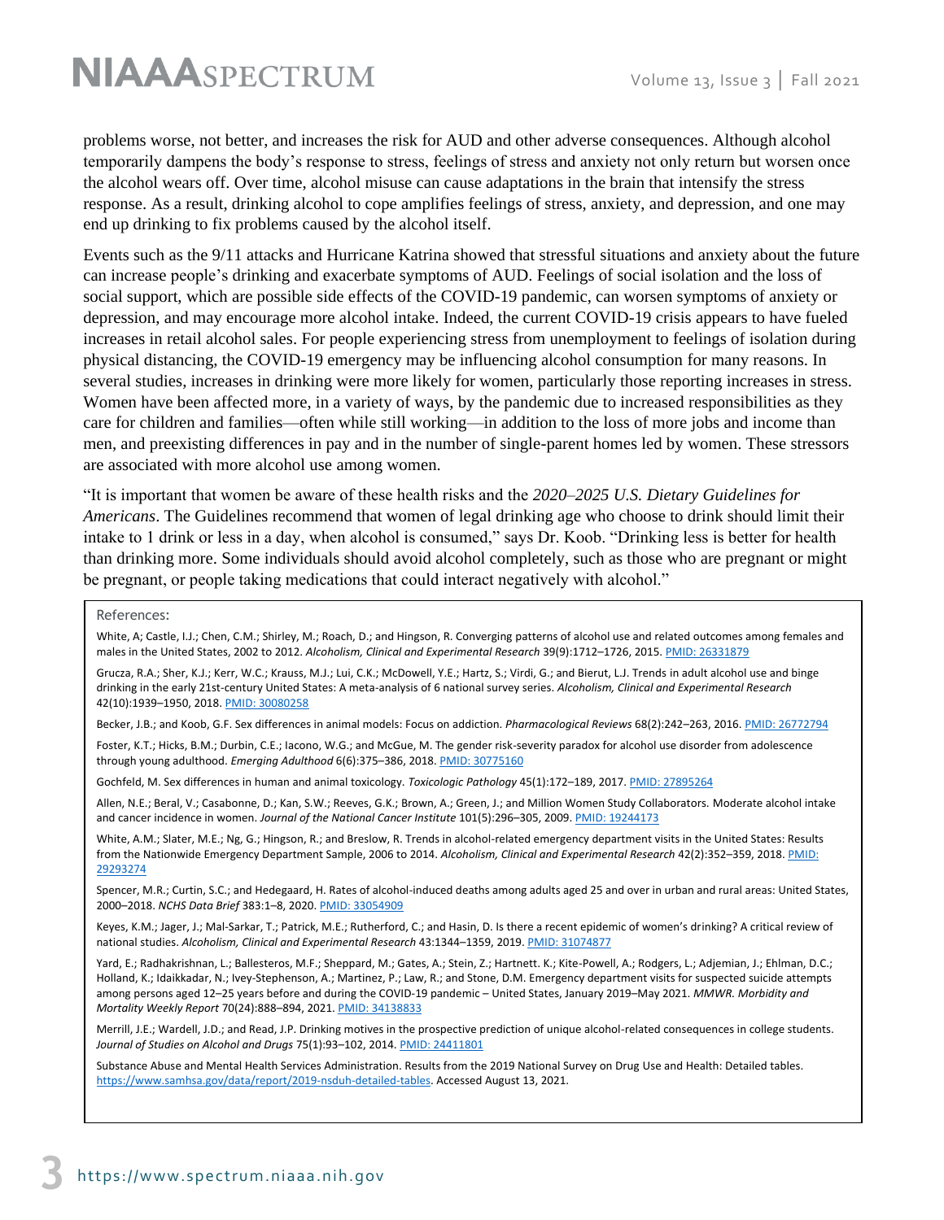problems worse, not better, and increases the risk for AUD and other adverse consequences. Although alcohol temporarily dampens the body's response to stress, feelings of stress and anxiety not only return but worsen once the alcohol wears off. Over time, alcohol misuse can cause adaptations in the brain that intensify the stress response. As a result, drinking alcohol to cope amplifies feelings of stress, anxiety, and depression, and one may end up drinking to fix problems caused by the alcohol itself.

Events such as the 9/11 attacks and Hurricane Katrina showed that stressful situations and anxiety about the future can increase people's drinking and exacerbate symptoms of AUD. Feelings of social isolation and the loss of social support, which are possible side effects of the COVID-19 pandemic, can worsen symptoms of anxiety or depression, and may encourage more alcohol intake. Indeed, the current COVID-19 crisis appears to have fueled increases in retail alcohol sales. For people experiencing stress from unemployment to feelings of isolation during physical distancing, the COVID-19 emergency may be influencing alcohol consumption for many reasons. In several studies, increases in drinking were more likely for women, particularly those reporting increases in stress. Women have been affected more, in a variety of ways, by the pandemic due to increased responsibilities as they care for children and families—often while still working—in addition to the loss of more jobs and income than men, and preexisting differences in pay and in the number of single-parent homes led by women. These stressors are associated with more alcohol use among women.

"It is important that women be aware of these health risks and the *2020–2025 U.S. Dietary Guidelines for Americans*. The Guidelines recommend that women of legal drinking age who choose to drink should limit their intake to 1 drink or less in a day, when alcohol is consumed," says Dr. Koob. "Drinking less is better for health than drinking more. Some individuals should avoid alcohol completely, such as those who are pregnant or might be pregnant, or people taking medications that could interact negatively with alcohol."

References:

White, A; Castle, I.J.; Chen, C.M.; Shirley, M.; Roach, D.; and Hingson, R. Converging patterns of alcohol use and related outcomes among females and males in the United States, 2002 to 2012. *Alcoholism, Clinical and Experimental Research* 39(9):1712–1726, 2015. PMID: 26331879

Grucza, R.A.; Sher, K.J.; Kerr, W.C.; Krauss, M.J.; Lui, C.K.; McDowell, Y.E.; Hartz, S.; Virdi, G.; and Bierut, L.J. Trends in adult alcohol use and binge drinking in the early 21st-century United States: A meta-analysis of 6 national survey series. *Alcoholism, Clinical and Experimental Research* 42(10):1939–1950, 2018. PMID: 30080258

Becker, J.B.; and Koob, G.F. Sex differences in animal models: Focus on addiction. *Pharmacological Reviews* 68(2):242–263, 2016. PMID: 26772794

Foster, K.T.; Hicks, B.M.; Durbin, C.E.; Iacono, W.G.; and McGue, M. The gender risk-severity paradox for alcohol use disorder from adolescence through young adulthood. *Emerging Adulthood* 6(6):375–386, 2018. PMID: 30775160

Gochfeld, M. Sex differences in human and animal toxicology. *Toxicologic Pathology* 45(1):172–189, 2017. PMID: 27895264

Allen, N.E.; Beral, V.; Casabonne, D.; Kan, S.W.; Reeves, G.K.; Brown, A.; Green, J.; and Million Women Study Collaborators. Moderate alcohol intake and cancer incidence in women. *Journal of the National Cancer Institute* 101(5):296–305, 2009. PMID: 19244173

White, A.M.; Slater, M.E.; Ng, G.; Hingson, R.; and Breslow, R. Trends in alcohol-related emergency department visits in the United States: Results from the Nationwide Emergency Department Sample, 2006 to 2014. *Alcoholism, Clinical and Experimental Research* 42(2):352–359, 2018. PMID: 29293274

Spencer, M.R.; Curtin, S.C.; and Hedegaard, H. Rates of alcohol-induced deaths among adults aged 25 and over in urban and rural areas: United States, 2000–2018. *NCHS Data Brief* 383:1–8, 2020. PMID: 33054909

Keyes, K.M.; Jager, J.; Mal-Sarkar, T.; Patrick, M.E.; Rutherford, C.; and Hasin, D. Is there a recent epidemic of women's drinking? A critical review of national studies. *Alcoholism, Clinical and Experimental Research* 43:1344–1359, 2019. PMID: 31074877

Yard, E.; Radhakrishnan, L.; Ballesteros, M.F.; Sheppard, M.; Gates, A.; Stein, Z.; Hartnett. K.; Kite-Powell, A.; Rodgers, L.; Adjemian, J.; Ehlman, D.C.; Holland, K.; Idaikkadar, N.; Ivey-Stephenson, A.; Martinez, P.; Law, R.; and Stone, D.M. Emergency department visits for suspected suicide attempts among persons aged 12–25 years before and during the COVID-19 pandemic – United States, January 2019–May 2021. *MMWR. Morbidity and Mortality Weekly Report* 70(24):888–894, 2021. PMID: 34138833

Merrill, J.E.; Wardell, J.D.; and Read, J.P. Drinking motives in the prospective prediction of unique alcohol-related consequences in college students. *Journal of Studies on Alcohol and Drugs* 75(1):93–102, 2014. PMID: 24411801

Substance Abuse and Mental Health Services Administration. Results from the 2019 National Survey on Drug Use and Health: Detailed tables. https://www.samhsa.gov/data/report/2019-nsduh-detailed-tables. Accessed August 13, 2021.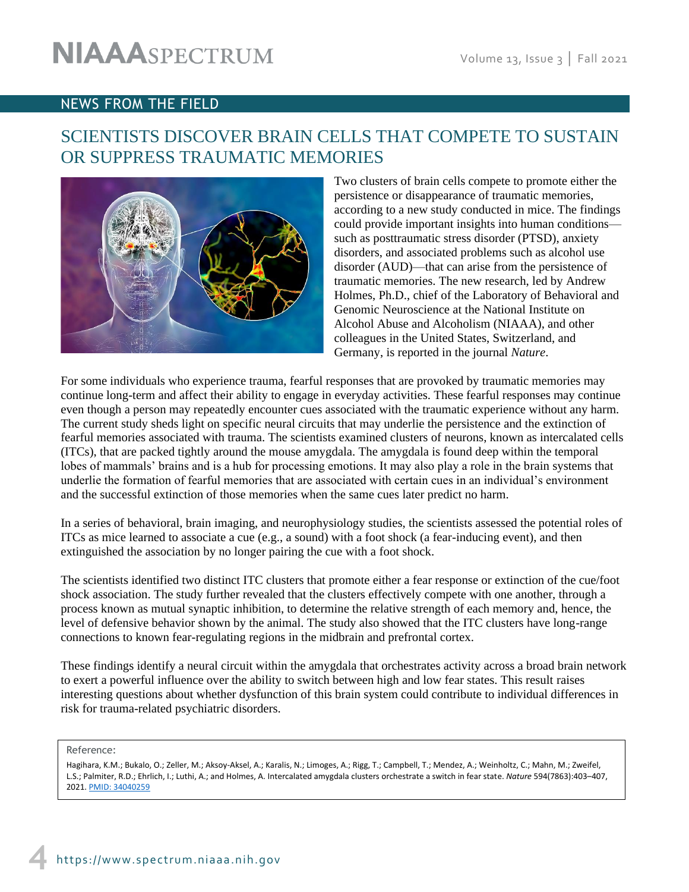## NEWS FROM THE FIELD

# SCIENTISTS DISCOVER BRAIN CELLS THAT COMPETE TO SUSTAIN OR SUPPRESS TRAUMATIC MEMORIES

Two clusters of brain cells compete to promote either the persistence or disappearance of traumatic memories, according to a new study conducted in mice. The findings could provide important insights into human conditions—such as posttraumatic stress disorder (PTSD), anxiety disorders, and associated problems such as alcohol use disorder (AUD)—that can arise from the persistence of traumatic memories. The new research, led by Andrew Holmes, Ph.D., chief of the Laboratory of Behavioral and Genomic Neuroscience at the National Institute on Alcohol Abuse and Alcoholism (NIAAA), and other colleagues in the United States, Switzerland, and Germany, is reported in the journal *Nature*.

For some individuals who experience trauma, fearful responses that are provoked by traumatic memories may continue long-term and affect their ability to engage in everyday activities. These fearful responses may continue even though a person may repeatedly encounter cues associated with the traumatic experience without any harm. The current study sheds light on specific neural circuits that may underlie the persistence and the extinction of fearful memories associated with trauma. The scientists examined clusters of neurons, known as intercalated cells (ITCs), that are packed tightly around the mouse amygdala. The amygdala is found deep within the temporal lobes of mammals' brains and is a hub for processing emotions. It may also play a role in the brain systems that underlie the formation of fearful memories that are associated with certain cues in an individual's environment and the successful extinction of those memories when the same cues later predict no harm.

In a series of behavioral, brain imaging, and neurophysiology studies, the scientists assessed the potential roles of ITCs as mice learned to associate a cue (e.g., a sound) with a foot shock (a fear-inducing event), and then extinguished the association by no longer pairing the cue with a foot shock.

The scientists identified two distinct ITC clusters that promote either a fear response or extinction of the cue/foot shock association. The study further revealed that the clusters effectively compete with one another, through a process known as mutual synaptic inhibition, to determine the relative strength of each memory and, hence, the level of defensive behavior shown by the animal. The study also showed that the ITC clusters have long-range connections to known fear-regulating regions in the midbrain and prefrontal cortex.

These findings identify a neural circuit within the amygdala that orchestrates activity across a broad brain network to exert a powerful influence over the ability to switch between high and low fear states. This result raises interesting questions about whether dysfunction of this brain system could contribute to individual differences in risk for trauma-related psychiatric disorders.

Reference:

Hagihara, K.M.; Bukalo, O.; Zeller, M.; Aksoy-Aksel, A.; Karalis, N.; Limoges, A.; Rigg, T.; Campbell, T.; Mendez, A.; Weinholtz, C.; Mahn, M.; Zweifel, L.S.; Palmiter, R.D.; Ehrlich, I.; Luthi, A.; and Holmes, A. Intercalated amygdala clusters orchestrate a switch in fear state. *Nature* 594(7863):403–407, 2021. PMID: 34040259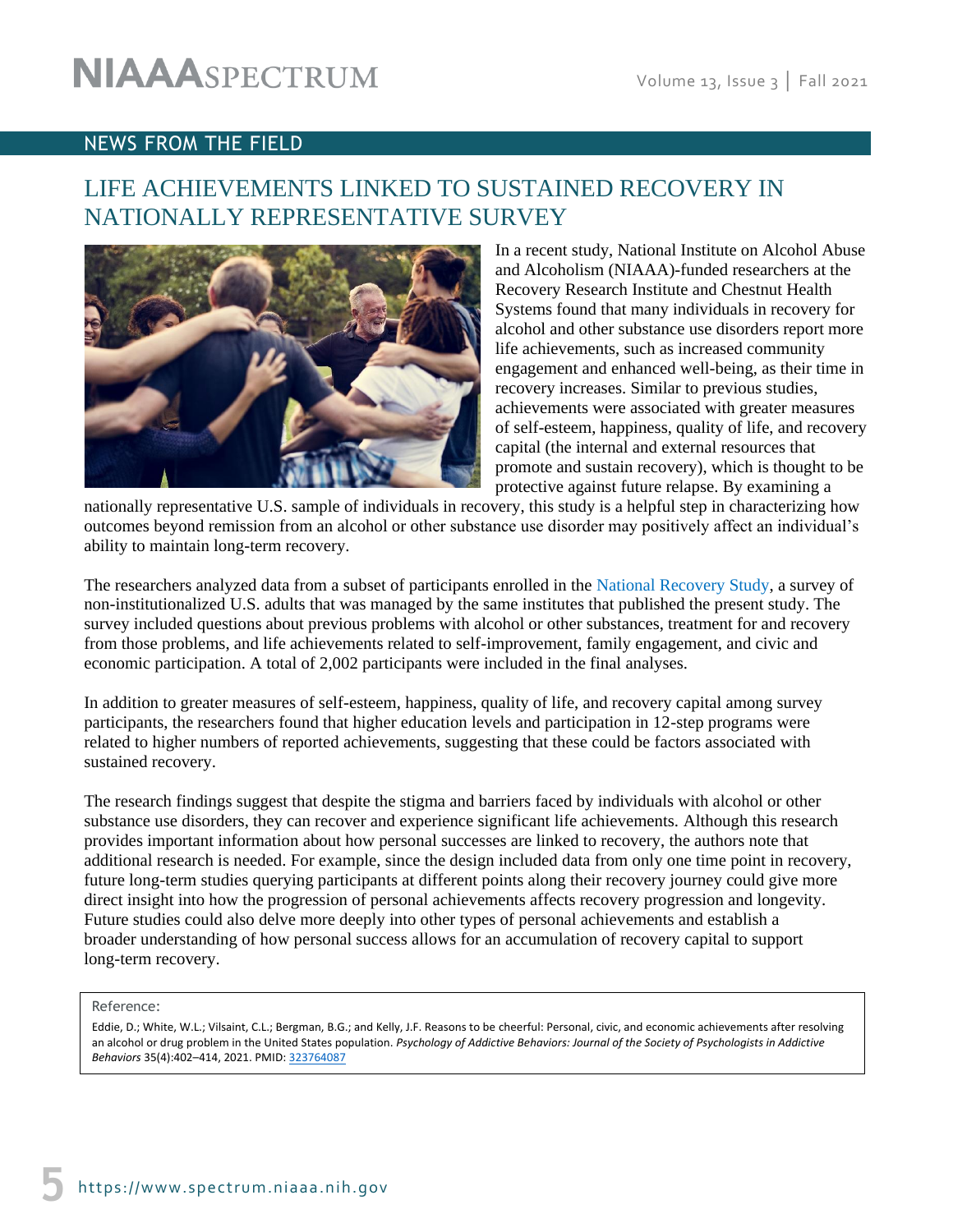## NEWS FROM THE FIELD

# LIFE ACHIEVEMENTS LINKED TO SUSTAINED RECOVERY IN NATIONALLY REPRESENTATIVE SURVEY

In a recent study, National Institute on Alcohol Abuse and Alcoholism (NIAAA)-funded researchers at the Recovery Research Institute and Chestnut Health Systems found that many individuals in recovery for alcohol and other substance use disorders report more life achievements, such as increased community engagement and enhanced well-being, as their time in recovery increases. Similar to previous studies, achievements were associated with greater measures of self-esteem, happiness, quality of life, and recovery capital (the internal and external resources that promote and sustain recovery), which is thought to be protective against future relapse. By examining a nationally representative U.S. sample of individuals in recovery, this study is a helpful step in characterizing how outcomes beyond remission from an alcohol or other substance use disorder may positively affect an individual's ability to maintain long-term recovery.

The researchers analyzed data from a subset of participants enrolled in the National Recovery Study, a survey of non-institutionalized U.S. adults that was managed by the same institutes that published the present study. The survey included questions about previous problems with alcohol or other substances, treatment for and recovery from those problems, and life achievements related to self-improvement, family engagement, and civic and economic participation. A total of 2,002 participants were included in the final analyses.

In addition to greater measures of self-esteem, happiness, quality of life, and recovery capital among survey participants, the researchers found that higher education levels and participation in 12-step programs were related to higher numbers of reported achievements, suggesting that these could be factors associated with sustained recovery.

The research findings suggest that despite the stigma and barriers faced by individuals with alcohol or other substance use disorders, they can recover and experience significant life achievements. Although this research provides important information about how personal successes are linked to recovery, the authors note that additional research is needed. For example, since the design included data from only one time point in recovery, future long-term studies querying participants at different points along their recovery journey could give more direct insight into how the progression of personal achievements affects recovery progression and longevity. Future studies could also delve more deeply into other types of personal achievements and establish a broader understanding of how personal success allows for an accumulation of recovery capital to support long-term recovery.

Reference:

Eddie, D.; White, W.L.; Vilsaint, C.L.; Bergman, B.G.; and Kelly, J.F. Reasons to be cheerful: Personal, civic, and economic achievements after resolving an alcohol or drug problem in the United States population. *Psychology of Addictive Behaviors: Journal of the Society of Psychologists in Addictive Behaviors* 35(4):402–414, 2021. PMID: 323764087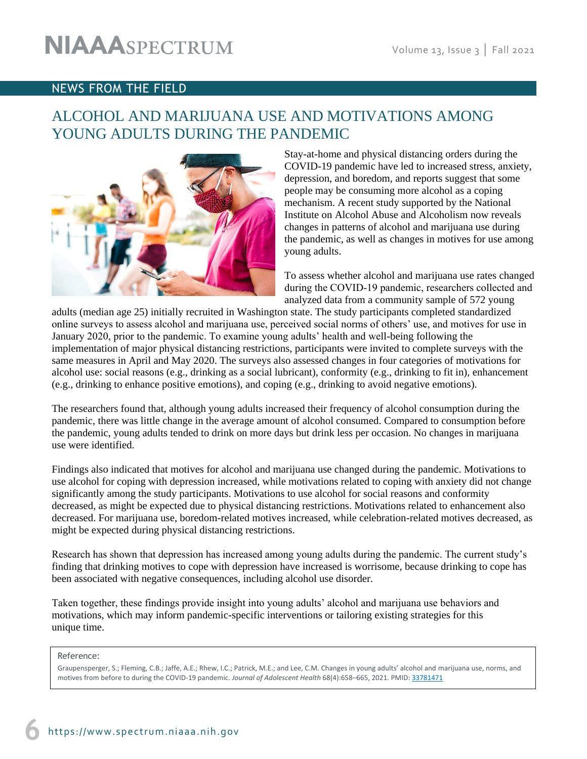## NEWS FROM THE FIELD

# ALCOHOL AND MARIJUANA USE AND MOTIVATIONS AMONG YOUNG ADULTS DURING THE PANDEMIC

Stay-at-home and physical distancing orders during the COVID-19 pandemic have led to increased stress, anxiety, depression, and boredom, and reports suggest that some people may be consuming more alcohol as a coping mechanism. A recent study supported by the National Institute on Alcohol Abuse and Alcoholism now reveals changes in patterns of alcohol and marijuana use during the pandemic, as well as changes in motives for use among young adults.

To assess whether alcohol and marijuana use rates changed during the COVID-19 pandemic, researchers collected and analyzed data from a community sample of 572 young adults (median age 25) initially recruited in Washington state. The study participants completed standardized online surveys to assess alcohol and marijuana use, perceived social norms of others' use, and motives for use in January 2020, prior to the pandemic. To examine young adults' health and well-being following the implementation of major physical distancing restrictions, participants were invited to complete surveys with the same measures in April and May 2020. The surveys also assessed changes in four categories of motivations for alcohol use: social reasons (e.g., drinking as a social lubricant), conformity (e.g., drinking to fit in), enhancement (e.g., drinking to enhance positive emotions), and coping (e.g., drinking to avoid negative emotions).

The researchers found that, although young adults increased their frequency of alcohol consumption during the pandemic, there was little change in the average amount of alcohol consumed. Compared to consumption before the pandemic, young adults tended to drink on more days but drink less per occasion. No changes in marijuana use were identified.

Findings also indicated that motives for alcohol and marijuana use changed during the pandemic. Motivations to use alcohol for coping with depression increased, while motivations related to coping with anxiety did not change significantly among the study participants. Motivations to use alcohol for social reasons and conformity decreased, as might be expected due to physical distancing restrictions. Motivations related to enhancement also decreased. For marijuana use, boredom-related motives increased, while celebration-related motives decreased, as might be expected during physical distancing restrictions.

Research has shown that depression has increased among young adults during the pandemic. The current study's finding that drinking motives to cope with depression have increased is worrisome, because drinking to cope has been associated with negative consequences, including alcohol use disorder.

Taken together, these findings provide insight into young adults' alcohol and marijuana use behaviors and motivations, which may inform pandemic-specific interventions or tailoring existing strategies for this unique time.

Reference:

Graupensperger, S.; Fleming, C.B.; Jaffe, A.E.; Rhew, I.C.; Patrick, M.E.; and Lee, C.M. Changes in young adults' alcohol and marijuana use, norms, and motives from before to during the COVID-19 pandemic. *Journal of Adolescent Health* 68(4):658–665, 2021. PMID: 33781471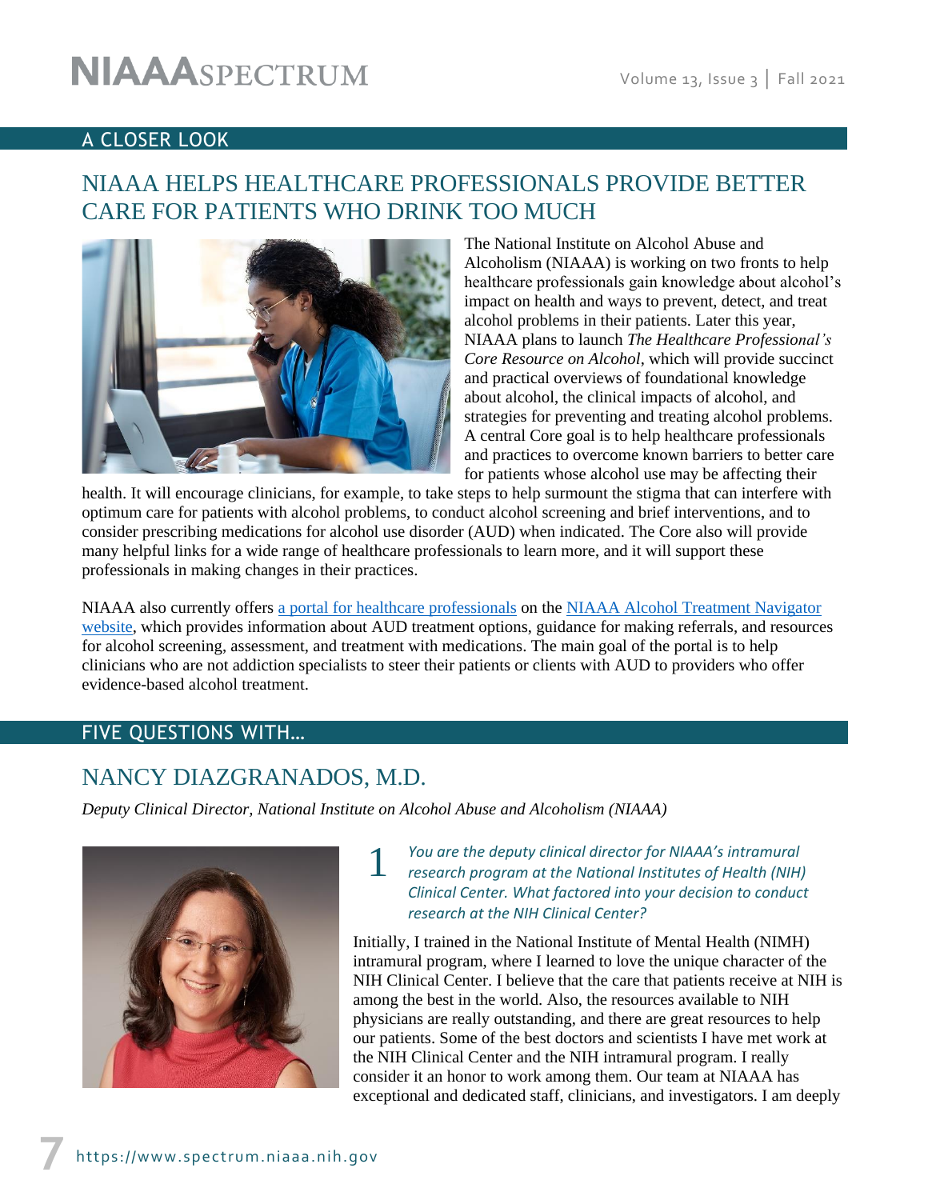## A CLOSER LOOK

# NIAAA HELPS HEALTHCARE PROFESSIONALS PROVIDE BETTER CARE FOR PATIENTS WHO DRINK TOO MUCH

The National Institute on Alcohol Abuse and Alcoholism (NIAAA) is working on two fronts to help healthcare professionals gain knowledge about alcohol's impact on health and ways to prevent, detect, and treat alcohol problems in their patients. Later this year, NIAAA plans to launch *The Healthcare Professional's Core Resource on Alcohol*, which will provide succinct and practical overviews of foundational knowledge about alcohol, the clinical impacts of alcohol, and strategies for preventing and treating alcohol problems. A central Core goal is to help healthcare professionals and practices to overcome known barriers to better care for patients whose alcohol use may be affecting their health. It will encourage clinicians, for example, to take steps to help surmount the stigma that can interfere with optimum care for patients with alcohol problems, to conduct alcohol screening and brief interventions, and to consider prescribing medications for alcohol use disorder (AUD) when indicated. The Core also will provide many helpful links for a wide range of healthcare professionals to learn more, and it will support these professionals in making changes in their practices.

NIAAA also currently offers a portal for healthcare professionals on the NIAAA Alcohol Treatment Navigator website, which provides information about AUD treatment options, guidance for making referrals, and resources for alcohol screening, assessment, and treatment with medications. The main goal of the portal is to help clinicians who are not addiction specialists to steer their patients or clients with AUD to providers who offer evidence-based alcohol treatment.

## FIVE QUESTIONS WITH…

# NANCY DIAZGRANADOS, M.D.

*Deputy Clinical Director, National Institute on Alcohol Abuse and Alcoholism (NIAAA)*

**1** *You are the deputy clinical director for NIAAA's intramural research program at the National Institutes of Health (NIH) Clinical Center. What factored into your decision to conduct research at the NIH Clinical Center?*

Initially, I trained in the National Institute of Mental Health (NIMH) intramural program, where I learned to love the unique character of the NIH Clinical Center. I believe that the care that patients receive at NIH is among the best in the world. Also, the resources available to NIH physicians are really outstanding, and there are great resources to help our patients. Some of the best doctors and scientists I have met work at the NIH Clinical Center and the NIH intramural program. I really consider it an honor to work among them. Our team at NIAAA has exceptional and dedicated staff, clinicians, and investigators. I am deeply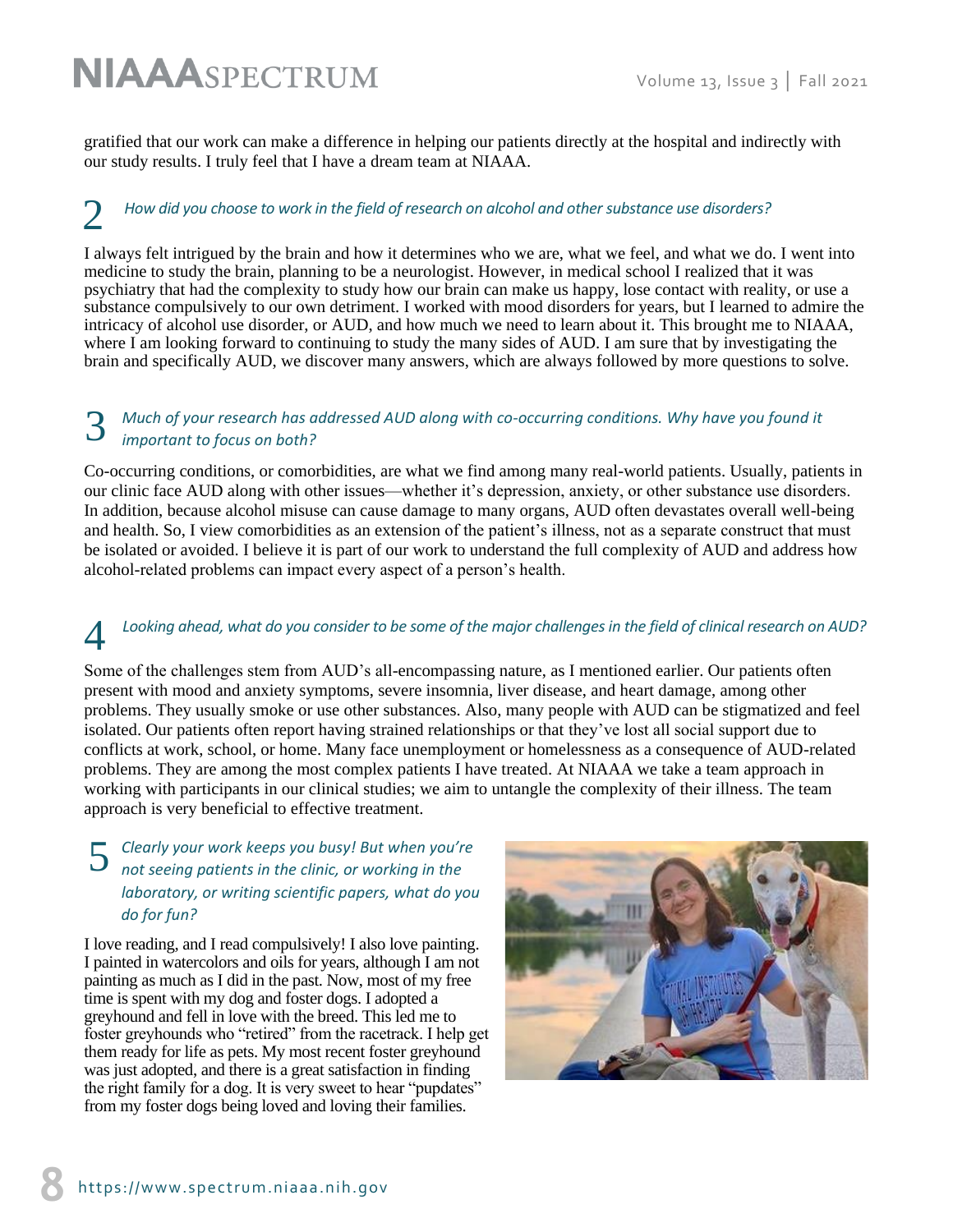gratified that our work can make a difference in helping our patients directly at the hospital and indirectly with our study results. I truly feel that I have a dream team at NIAAA.

## 2 *How did you choose to work in the field of research on alcohol and other substance use disorders?*

I always felt intrigued by the brain and how it determines who we are, what we feel, and what we do. I went into medicine to study the brain, planning to be a neurologist. However, in medical school I realized that it was psychiatry that had the complexity to study how our brain can make us happy, lose contact with reality, or use a substance compulsively to our own detriment. I worked with mood disorders for years, but I learned to admire the intricacy of alcohol use disorder, or AUD, and how much we need to learn about it. This brought me to NIAAA, where I am looking forward to continuing to study the many sides of AUD. I am sure that by investigating the brain and specifically AUD, we discover many answers, which are always followed by more questions to solve.

## 3 *Much of your research has addressed AUD along with co-occurring conditions. Why have you found it important to focus on both?*

Co-occurring conditions, or comorbidities, are what we find among many real-world patients. Usually, patients in our clinic face AUD along with other issues—whether it's depression, anxiety, or other substance use disorders. In addition, because alcohol misuse can cause damage to many organs, AUD often devastates overall well-being and health. So, I view comorbidities as an extension of the patient's illness, not as a separate construct that must be isolated or avoided. I believe it is part of our work to understand the full complexity of AUD and address how alcohol-related problems can impact every aspect of a person's health.

## 4 *Looking ahead, what do you consider to be some of the major challenges in the field of clinical research on AUD?*

Some of the challenges stem from AUD's all-encompassing nature, as I mentioned earlier. Our patients often present with mood and anxiety symptoms, severe insomnia, liver disease, and heart damage, among other problems. They usually smoke or use other substances. Also, many people with AUD can be stigmatized and feel isolated. Our patients often report having strained relationships or that they've lost all social support due to conflicts at work, school, or home. Many face unemployment or homelessness as a consequence of AUD-related problems. They are among the most complex patients I have treated. At NIAAA we take a team approach in working with participants in our clinical studies; we aim to untangle the complexity of their illness. The team approach is very beneficial to effective treatment.

## 5 *Clearly your work keeps you busy! But when you're not seeing patients in the clinic, or working in the laboratory, or writing scientific papers, what do you do for fun?*

I love reading, and I read compulsively! I also love painting. I painted in watercolors and oils for years, although I am not painting as much as I did in the past. Now, most of my free time is spent with my dog and foster dogs. I adopted a greyhound and fell in love with the breed. This led me to foster greyhounds who "retired" from the racetrack. I help get them ready for life as pets. My most recent foster greyhound was just adopted, and there is a great satisfaction in finding the right family for a dog. It is very sweet to hear "pupdates" from my foster dogs being loved and loving their families.